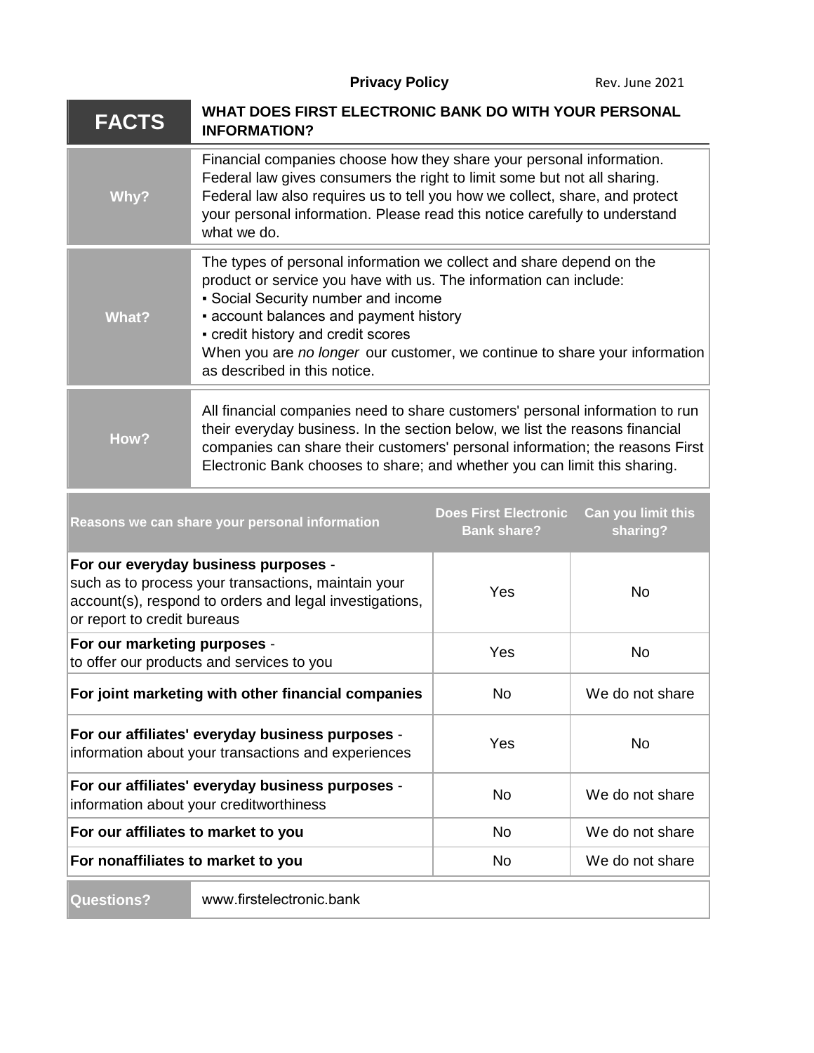**Privacy Policy** Rev. June 2021

| **FACTS** | **WHAT DOES FIRST ELECTRONIC BANK DO WITH YOUR PERSONAL INFORMATION?** |
|---|---|
| **Why?** | Financial companies choose how they share your personal information. Federal law gives consumers the right to limit some but not all sharing. Federal law also requires us to tell you how we collect, share, and protect your personal information. Please read this notice carefully to understand what we do. |
| **What?** | The types of personal information we collect and share depend on the product or service you have with us. The information can include:<br>▪ Social Security number and income<br>▪ account balances and payment history<br>▪ credit history and credit scores<br>When you are *no longer* our customer, we continue to share your information as described in this notice. |
| **How?** | All financial companies need to share customers' personal information to run their everyday business. In the section below, we list the reasons financial companies can share their customers' personal information; the reasons First Electronic Bank chooses to share; and whether you can limit this sharing. |

| Reasons we can share your personal information | Does First Electronic Bank share? | Can you limit this sharing? |
|---|---|---|
| **For our everyday business purposes** - such as to process your transactions, maintain your account(s), respond to orders and legal investigations, or report to credit bureaus | Yes | No |
| **For our marketing purposes** - to offer our products and services to you | Yes | No |
| **For joint marketing with other financial companies** | No | We do not share |
| **For our affiliates' everyday business purposes** - information about your transactions and experiences | Yes | No |
| **For our affiliates' everyday business purposes** - information about your creditworthiness | No | We do not share |
| **For our affiliates to market to you** | No | We do not share |
| **For nonaffiliates to market to you** | No | We do not share |

| **Questions?** | www.firstelectronic.bank |
|---|---|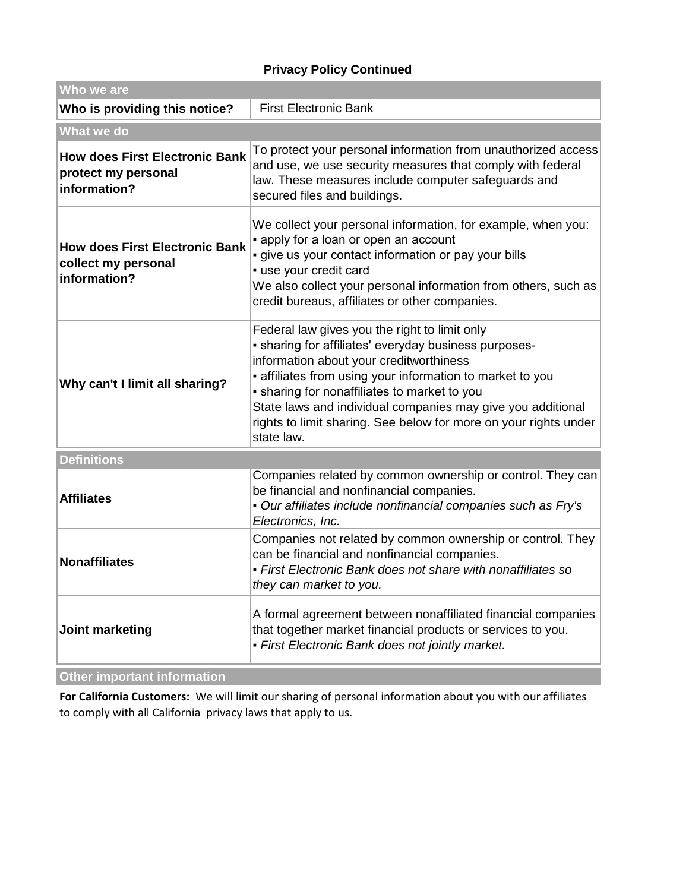## Privacy Policy Continued

| | |
|---|---|
| **Who we are** | |
| **Who is providing this notice?** | First Electronic Bank |
| **What we do** | |
| **How does First Electronic Bank protect my personal information?** | To protect your personal information from unauthorized access and use, we use security measures that comply with federal law. These measures include computer safeguards and secured files and buildings. |
| **How does First Electronic Bank collect my personal information?** | We collect your personal information, for example, when you:<br>▪ apply for a loan or open an account<br>▪ give us your contact information or pay your bills<br>▪ use your credit card<br>We also collect your personal information from others, such as credit bureaus, affiliates or other companies. |
| **Why can't I limit all sharing?** | Federal law gives you the right to limit only<br>▪ sharing for affiliates' everyday business purposes-information about your creditworthiness<br>▪ affiliates from using your information to market to you<br>▪ sharing for nonaffiliates to market to you<br>State laws and individual companies may give you additional rights to limit sharing. See below for more on your rights under state law. |
| **Definitions** | |
| **Affiliates** | Companies related by common ownership or control. They can be financial and nonfinancial companies.<br>▪ *Our affiliates include nonfinancial companies such as Fry's Electronics, Inc.* |
| **Nonaffiliates** | Companies not related by common ownership or control. They can be financial and nonfinancial companies.<br>▪ *First Electronic Bank does not share with nonaffiliates so they can market to you.* |
| **Joint marketing** | A formal agreement between nonaffiliated financial companies that together market financial products or services to you.<br>▪ *First Electronic Bank does not jointly market.* |

**Other important information**

**For California Customers:** We will limit our sharing of personal information about you with our affiliates to comply with all California privacy laws that apply to us.